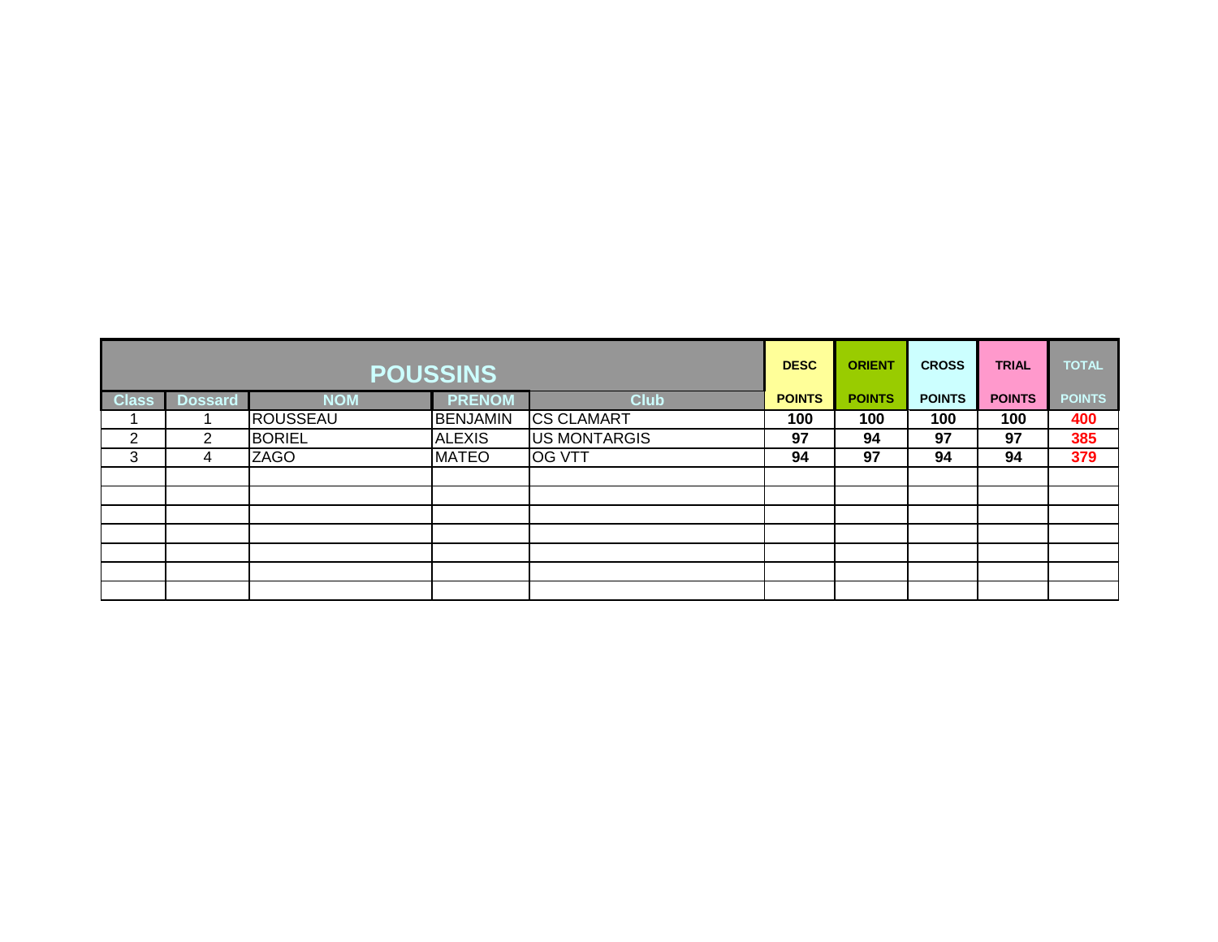| POUSSINS | | | | | DESC | ORIENT | CROSS | TRIAL | TOTAL |
|---|---|---|---|---|---|---|---|---|---|
| Class | Dossard | NOM | PRENOM | Club | POINTS | POINTS | POINTS | POINTS | POINTS |
| 1 | 1 | ROUSSEAU | BENJAMIN | CS CLAMART | **100** | **100** | **100** | **100** | **400** |
| 2 | 2 | BORIEL | ALEXIS | US MONTARGIS | **97** | **94** | **97** | **97** | **385** |
| 3 | 4 | ZAGO | MATEO | OG VTT | **94** | **97** | **94** | **94** | **379** |
| | | | | | | | | | |
| | | | | | | | | | |
| | | | | | | | | | |
| | | | | | | | | | |
| | | | | | | | | | |
| | | | | | | | | | |
| | | | | | | | | | |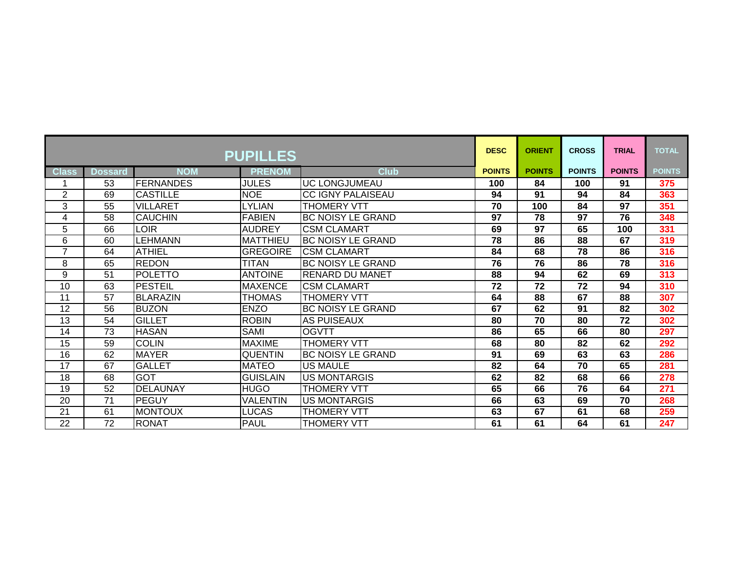| PUPILLES | | | | | DESC | ORIENT | CROSS | TRIAL | TOTAL |
|---|---|---|---|---|---|---|---|---|---|
| Class | Dossard | NOM | PRENOM | Club | POINTS | POINTS | POINTS | POINTS | POINTS |
| 1 | 53 | FERNANDES | JULES | UC LONGJUMEAU | 100 | 84 | 100 | 91 | 375 |
| 2 | 69 | CASTILLE | NOE | CC IGNY PALAISEAU | 94 | 91 | 94 | 84 | 363 |
| 3 | 55 | VILLARET | LYLIAN | THOMERY VTT | 70 | 100 | 84 | 97 | 351 |
| 4 | 58 | CAUCHIN | FABIEN | BC NOISY LE GRAND | 97 | 78 | 97 | 76 | 348 |
| 5 | 66 | LOIR | AUDREY | CSM CLAMART | 69 | 97 | 65 | 100 | 331 |
| 6 | 60 | LEHMANN | MATTHIEU | BC NOISY LE GRAND | 78 | 86 | 88 | 67 | 319 |
| 7 | 64 | ATHIEL | GREGOIRE | CSM CLAMART | 84 | 68 | 78 | 86 | 316 |
| 8 | 65 | REDON | TITAN | BC NOISY LE GRAND | 76 | 76 | 86 | 78 | 316 |
| 9 | 51 | POLETTO | ANTOINE | RENARD DU MANET | 88 | 94 | 62 | 69 | 313 |
| 10 | 63 | PESTEIL | MAXENCE | CSM CLAMART | 72 | 72 | 72 | 94 | 310 |
| 11 | 57 | BLARAZIN | THOMAS | THOMERY VTT | 64 | 88 | 67 | 88 | 307 |
| 12 | 56 | BUZON | ENZO | BC NOISY LE GRAND | 67 | 62 | 91 | 82 | 302 |
| 13 | 54 | GILLET | ROBIN | AS PUISEAUX | 80 | 70 | 80 | 72 | 302 |
| 14 | 73 | HASAN | SAMI | OGVTT | 86 | 65 | 66 | 80 | 297 |
| 15 | 59 | COLIN | MAXIME | THOMERY VTT | 68 | 80 | 82 | 62 | 292 |
| 16 | 62 | MAYER | QUENTIN | BC NOISY LE GRAND | 91 | 69 | 63 | 63 | 286 |
| 17 | 67 | GALLET | MATEO | US MAULE | 82 | 64 | 70 | 65 | 281 |
| 18 | 68 | GOT | GUISLAIN | US MONTARGIS | 62 | 82 | 68 | 66 | 278 |
| 19 | 52 | DELAUNAY | HUGO | THOMERY VTT | 65 | 66 | 76 | 64 | 271 |
| 20 | 71 | PEGUY | VALENTIN | US MONTARGIS | 66 | 63 | 69 | 70 | 268 |
| 21 | 61 | MONTOUX | LUCAS | THOMERY VTT | 63 | 67 | 61 | 68 | 259 |
| 22 | 72 | RONAT | PAUL | THOMERY VTT | 61 | 61 | 64 | 61 | 247 |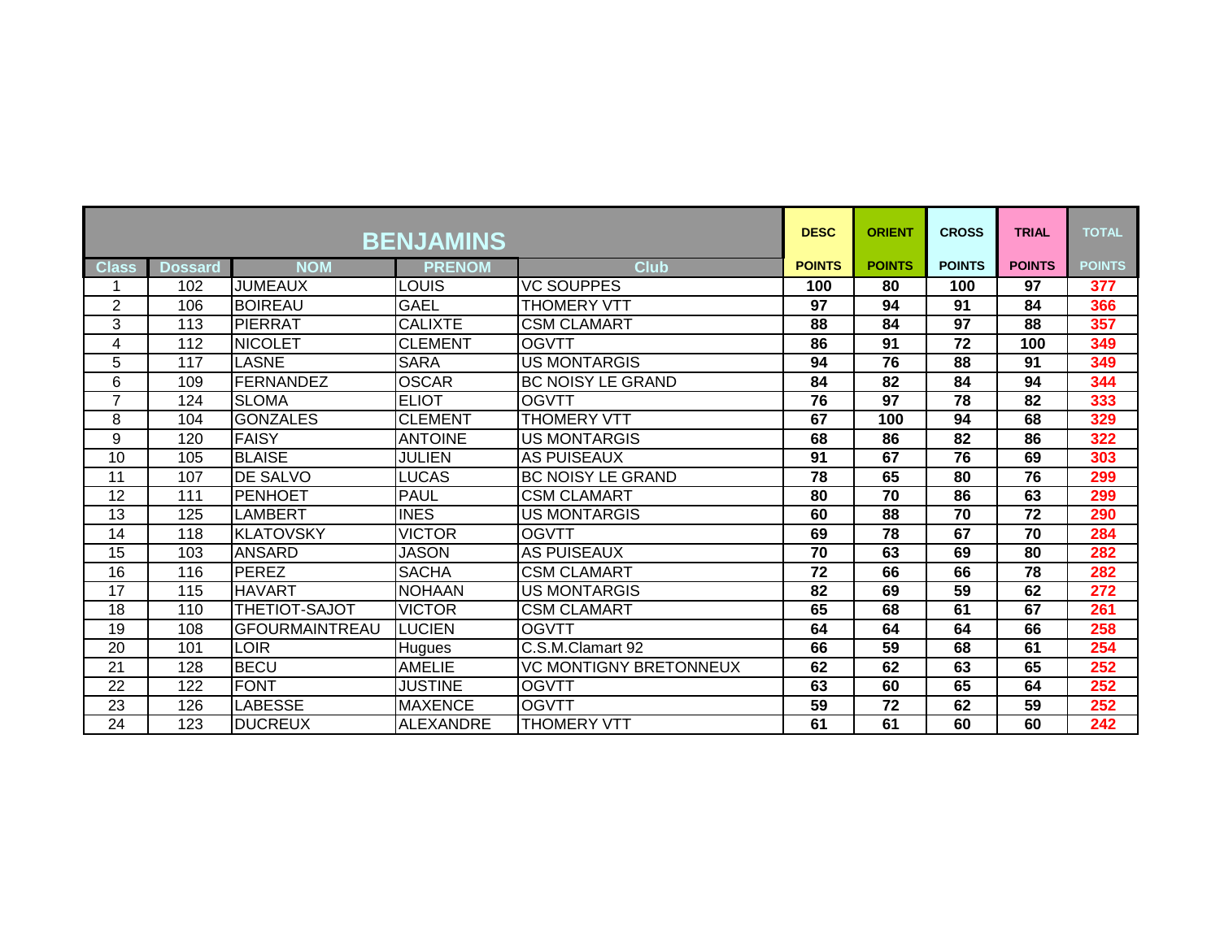| BENJAMINS | | | | | DESC | ORIENT | CROSS | TRIAL | TOTAL |
|---|---|---|---|---|---|---|---|---|---|
| Class | Dossard | NOM | PRENOM | Club | POINTS | POINTS | POINTS | POINTS | POINTS |
| 1 | 102 | JUMEAUX | LOUIS | VC SOUPPES | 100 | 80 | 100 | 97 | 377 |
| 2 | 106 | BOIREAU | GAEL | THOMERY VTT | 97 | 94 | 91 | 84 | 366 |
| 3 | 113 | PIERRAT | CALIXTE | CSM CLAMART | 88 | 84 | 97 | 88 | 357 |
| 4 | 112 | NICOLET | CLEMENT | OGVTT | 86 | 91 | 72 | 100 | 349 |
| 5 | 117 | LASNE | SARA | US MONTARGIS | 94 | 76 | 88 | 91 | 349 |
| 6 | 109 | FERNANDEZ | OSCAR | BC NOISY LE GRAND | 84 | 82 | 84 | 94 | 344 |
| 7 | 124 | SLOMA | ELIOT | OGVTT | 76 | 97 | 78 | 82 | 333 |
| 8 | 104 | GONZALES | CLEMENT | THOMERY VTT | 67 | 100 | 94 | 68 | 329 |
| 9 | 120 | FAISY | ANTOINE | US MONTARGIS | 68 | 86 | 82 | 86 | 322 |
| 10 | 105 | BLAISE | JULIEN | AS PUISEAUX | 91 | 67 | 76 | 69 | 303 |
| 11 | 107 | DE SALVO | LUCAS | BC NOISY LE GRAND | 78 | 65 | 80 | 76 | 299 |
| 12 | 111 | PENHOET | PAUL | CSM CLAMART | 80 | 70 | 86 | 63 | 299 |
| 13 | 125 | LAMBERT | INES | US MONTARGIS | 60 | 88 | 70 | 72 | 290 |
| 14 | 118 | KLATOVSKY | VICTOR | OGVTT | 69 | 78 | 67 | 70 | 284 |
| 15 | 103 | ANSARD | JASON | AS PUISEAUX | 70 | 63 | 69 | 80 | 282 |
| 16 | 116 | PEREZ | SACHA | CSM CLAMART | 72 | 66 | 66 | 78 | 282 |
| 17 | 115 | HAVART | NOHAAN | US MONTARGIS | 82 | 69 | 59 | 62 | 272 |
| 18 | 110 | THETIOT-SAJOT | VICTOR | CSM CLAMART | 65 | 68 | 61 | 67 | 261 |
| 19 | 108 | GFOURMAINTREAU | LUCIEN | OGVTT | 64 | 64 | 64 | 66 | 258 |
| 20 | 101 | LOIR | Hugues | C.S.M.Clamart 92 | 66 | 59 | 68 | 61 | 254 |
| 21 | 128 | BECU | AMELIE | VC MONTIGNY BRETONNEUX | 62 | 62 | 63 | 65 | 252 |
| 22 | 122 | FONT | JUSTINE | OGVTT | 63 | 60 | 65 | 64 | 252 |
| 23 | 126 | LABESSE | MAXENCE | OGVTT | 59 | 72 | 62 | 59 | 252 |
| 24 | 123 | DUCREUX | ALEXANDRE | THOMERY VTT | 61 | 61 | 60 | 60 | 242 |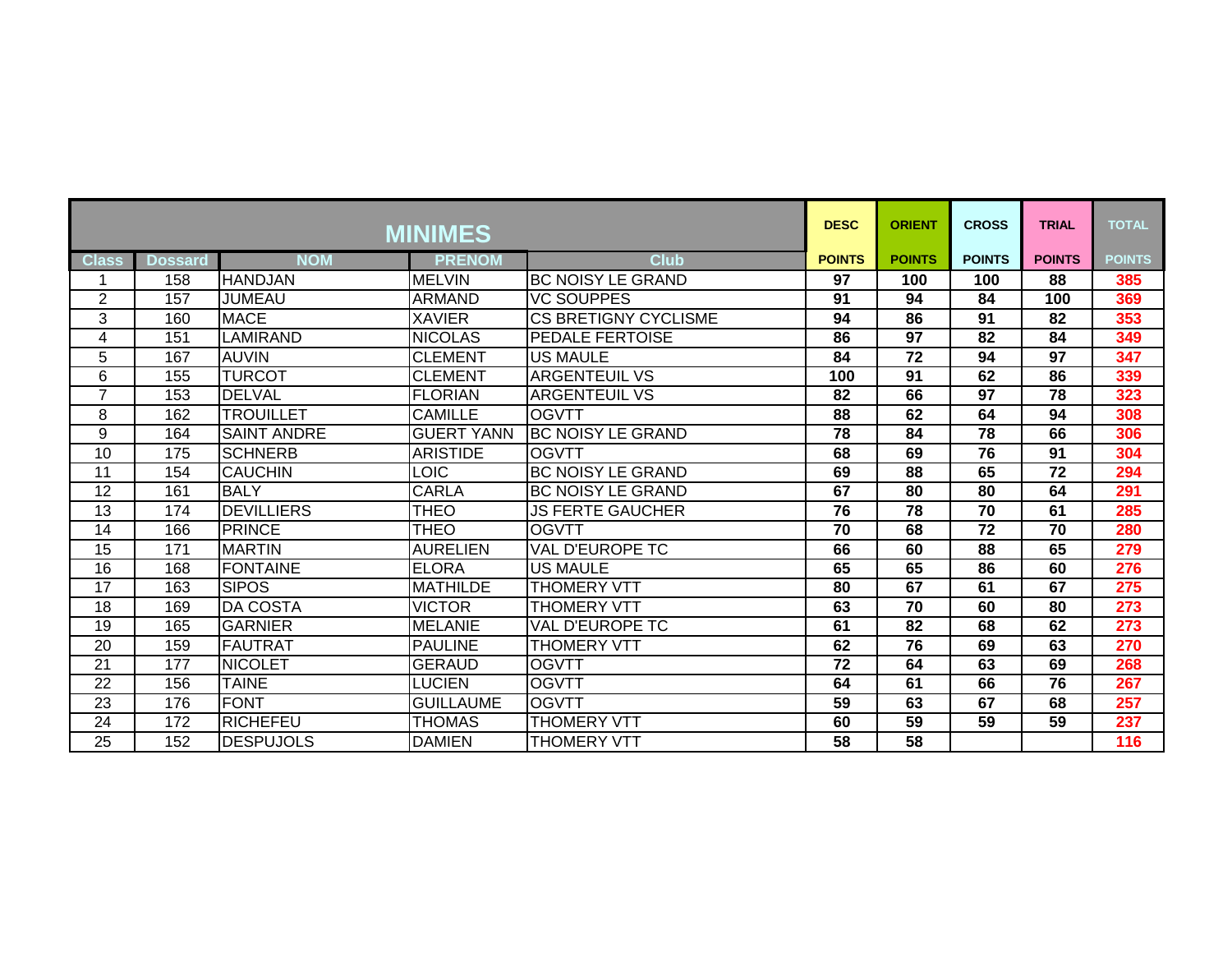| MINIMES | | | | | DESC | ORIENT | CROSS | TRIAL | TOTAL |
|---|---|---|---|---|---|---|---|---|---|
| Class | Dossard | NOM | PRENOM | Club | POINTS | POINTS | POINTS | POINTS | POINTS |
| 1 | 158 | HANDJAN | MELVIN | BC NOISY LE GRAND | 97 | 100 | 100 | 88 | 385 |
| 2 | 157 | JUMEAU | ARMAND | VC SOUPPES | 91 | 94 | 84 | 100 | 369 |
| 3 | 160 | MACE | XAVIER | CS BRETIGNY CYCLISME | 94 | 86 | 91 | 82 | 353 |
| 4 | 151 | LAMIRAND | NICOLAS | PEDALE FERTOISE | 86 | 97 | 82 | 84 | 349 |
| 5 | 167 | AUVIN | CLEMENT | US MAULE | 84 | 72 | 94 | 97 | 347 |
| 6 | 155 | TURCOT | CLEMENT | ARGENTEUIL VS | 100 | 91 | 62 | 86 | 339 |
| 7 | 153 | DELVAL | FLORIAN | ARGENTEUIL VS | 82 | 66 | 97 | 78 | 323 |
| 8 | 162 | TROUILLET | CAMILLE | OGVTT | 88 | 62 | 64 | 94 | 308 |
| 9 | 164 | SAINT ANDRE | GUERT YANN | BC NOISY LE GRAND | 78 | 84 | 78 | 66 | 306 |
| 10 | 175 | SCHNERB | ARISTIDE | OGVTT | 68 | 69 | 76 | 91 | 304 |
| 11 | 154 | CAUCHIN | LOIC | BC NOISY LE GRAND | 69 | 88 | 65 | 72 | 294 |
| 12 | 161 | BALY | CARLA | BC NOISY LE GRAND | 67 | 80 | 80 | 64 | 291 |
| 13 | 174 | DEVILLIERS | THEO | JS FERTE GAUCHER | 76 | 78 | 70 | 61 | 285 |
| 14 | 166 | PRINCE | THEO | OGVTT | 70 | 68 | 72 | 70 | 280 |
| 15 | 171 | MARTIN | AURELIEN | VAL D'EUROPE TC | 66 | 60 | 88 | 65 | 279 |
| 16 | 168 | FONTAINE | ELORA | US MAULE | 65 | 65 | 86 | 60 | 276 |
| 17 | 163 | SIPOS | MATHILDE | THOMERY VTT | 80 | 67 | 61 | 67 | 275 |
| 18 | 169 | DA COSTA | VICTOR | THOMERY VTT | 63 | 70 | 60 | 80 | 273 |
| 19 | 165 | GARNIER | MELANIE | VAL D'EUROPE TC | 61 | 82 | 68 | 62 | 273 |
| 20 | 159 | FAUTRAT | PAULINE | THOMERY VTT | 62 | 76 | 69 | 63 | 270 |
| 21 | 177 | NICOLET | GERAUD | OGVTT | 72 | 64 | 63 | 69 | 268 |
| 22 | 156 | TAINE | LUCIEN | OGVTT | 64 | 61 | 66 | 76 | 267 |
| 23 | 176 | FONT | GUILLAUME | OGVTT | 59 | 63 | 67 | 68 | 257 |
| 24 | 172 | RICHEFEU | THOMAS | THOMERY VTT | 60 | 59 | 59 | 59 | 237 |
| 25 | 152 | DESPUJOLS | DAMIEN | THOMERY VTT | 58 | 58 | | | 116 |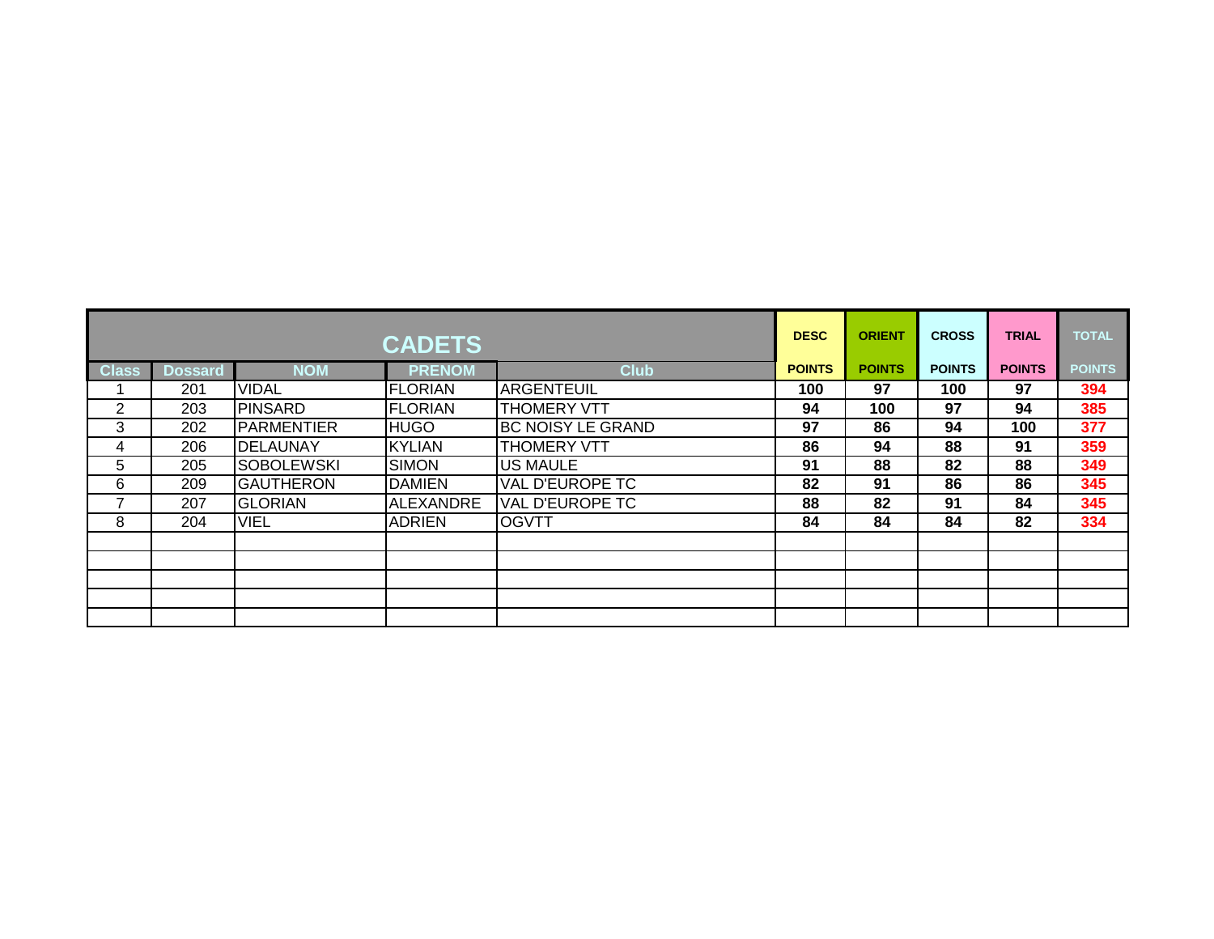| CADETS | | | | | DESC | ORIENT | CROSS | TRIAL | TOTAL |
|---|---|---|---|---|---|---|---|---|---|
| Class | Dossard | NOM | PRENOM | Club | POINTS | POINTS | POINTS | POINTS | POINTS |
| 1 | 201 | VIDAL | FLORIAN | ARGENTEUIL | 100 | 97 | 100 | 97 | 394 |
| 2 | 203 | PINSARD | FLORIAN | THOMERY VTT | 94 | 100 | 97 | 94 | 385 |
| 3 | 202 | PARMENTIER | HUGO | BC NOISY LE GRAND | 97 | 86 | 94 | 100 | 377 |
| 4 | 206 | DELAUNAY | KYLIAN | THOMERY VTT | 86 | 94 | 88 | 91 | 359 |
| 5 | 205 | SOBOLEWSKI | SIMON | US MAULE | 91 | 88 | 82 | 88 | 349 |
| 6 | 209 | GAUTHERON | DAMIEN | VAL D'EUROPE TC | 82 | 91 | 86 | 86 | 345 |
| 7 | 207 | GLORIAN | ALEXANDRE | VAL D'EUROPE TC | 88 | 82 | 91 | 84 | 345 |
| 8 | 204 | VIEL | ADRIEN | OGVTT | 84 | 84 | 84 | 82 | 334 |
| | | | | | | | | | |
| | | | | | | | | | |
| | | | | | | | | | |
| | | | | | | | | | |
| | | | | | | | | | |